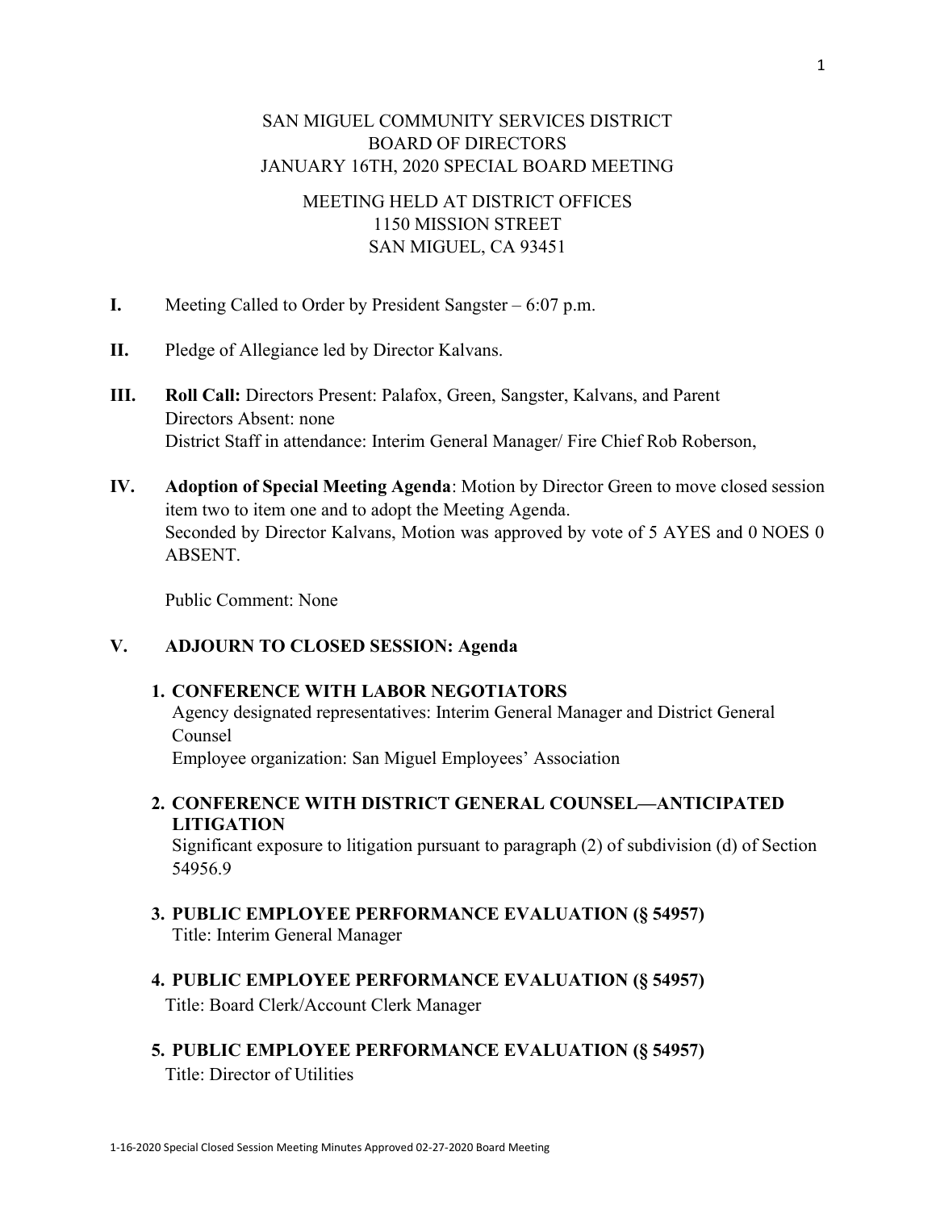SAN MIGUEL COMMUNITY SERVICES DISTRICT
BOARD OF DIRECTORS
JANUARY 16TH, 2020 SPECIAL BOARD MEETING

MEETING HELD AT DISTRICT OFFICES
1150 MISSION STREET
SAN MIGUEL, CA 93451

**I.** Meeting Called to Order by President Sangster – 6:07 p.m.

**II.** Pledge of Allegiance led by Director Kalvans.

**III.** **Roll Call:** Directors Present: Palafox, Green, Sangster, Kalvans, and Parent
Directors Absent: none
District Staff in attendance: Interim General Manager/ Fire Chief Rob Roberson,

**IV.** **Adoption of Special Meeting Agenda**: Motion by Director Green to move closed session item two to item one and to adopt the Meeting Agenda.
Seconded by Director Kalvans, Motion was approved by vote of 5 AYES and 0 NOES 0 ABSENT.

Public Comment: None

**V.** **ADJOURN TO CLOSED SESSION: Agenda**

1. **CONFERENCE WITH LABOR NEGOTIATORS**
   Agency designated representatives: Interim General Manager and District General Counsel
   Employee organization: San Miguel Employees' Association

2. **CONFERENCE WITH DISTRICT GENERAL COUNSEL—ANTICIPATED LITIGATION**
   Significant exposure to litigation pursuant to paragraph (2) of subdivision (d) of Section 54956.9

3. **PUBLIC EMPLOYEE PERFORMANCE EVALUATION (§ 54957)**
   Title: Interim General Manager

4. **PUBLIC EMPLOYEE PERFORMANCE EVALUATION (§ 54957)**
   Title: Board Clerk/Account Clerk Manager

5. **PUBLIC EMPLOYEE PERFORMANCE EVALUATION (§ 54957)**
   Title: Director of Utilities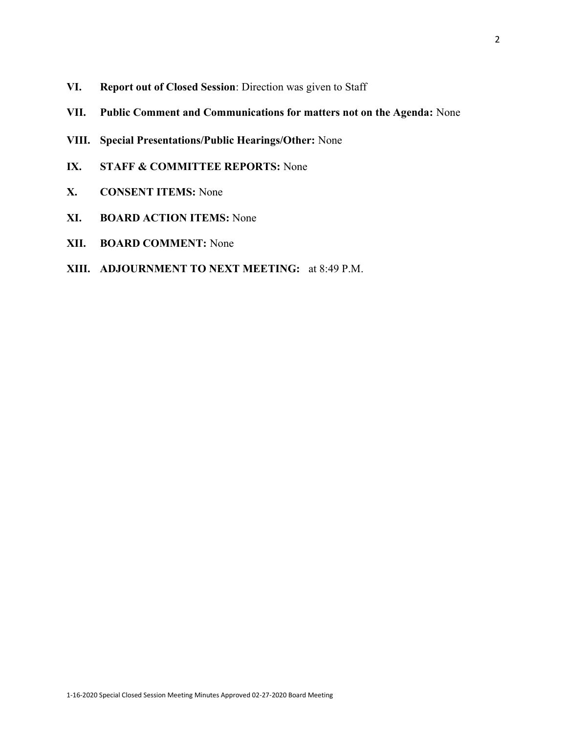**VI. Report out of Closed Session**: Direction was given to Staff

**VII. Public Comment and Communications for matters not on the Agenda:** None

**VIII. Special Presentations/Public Hearings/Other:** None

**IX. STAFF & COMMITTEE REPORTS:** None

**X. CONSENT ITEMS:** None

**XI. BOARD ACTION ITEMS:** None

**XII. BOARD COMMENT:** None

**XIII. ADJOURNMENT TO NEXT MEETING:** at 8:49 P.M.